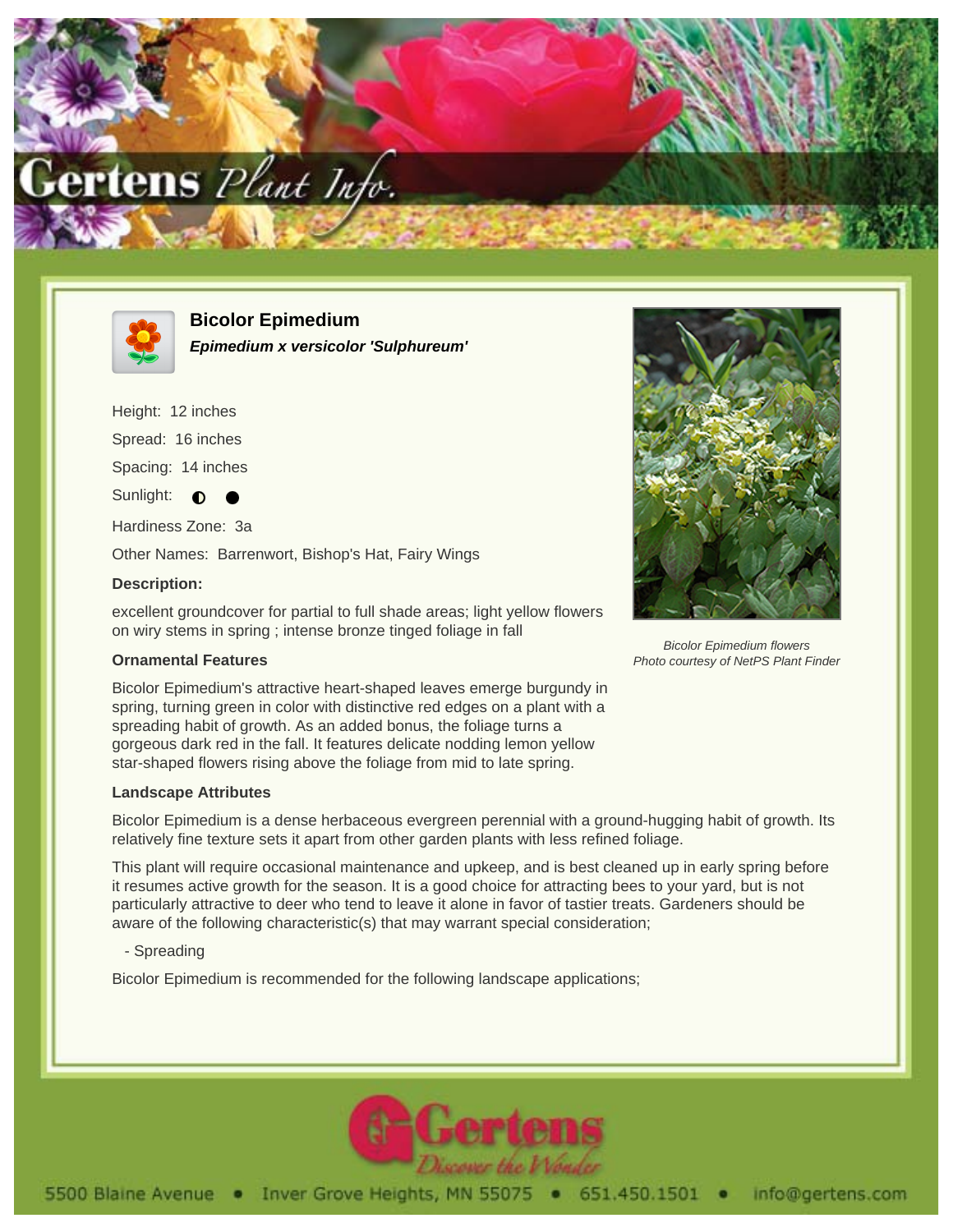# Bicolor Epimedium

***Epimedium x versicolor 'Sulphureum'***

Height: 12 inches

Spread: 16 inches

Spacing: 14 inches

Sunlight: ◐ ●

Hardiness Zone: 3a

Other Names: Barrenwort, Bishop's Hat, Fairy Wings

**Description:**

excellent groundcover for partial to full shade areas; light yellow flowers on wiry stems in spring ; intense bronze tinged foliage in fall

*Bicolor Epimedium flowers*
*Photo courtesy of NetPS Plant Finder*

### Ornamental Features

Bicolor Epimedium's attractive heart-shaped leaves emerge burgundy in spring, turning green in color with distinctive red edges on a plant with a spreading habit of growth. As an added bonus, the foliage turns a gorgeous dark red in the fall. It features delicate nodding lemon yellow star-shaped flowers rising above the foliage from mid to late spring.

### Landscape Attributes

Bicolor Epimedium is a dense herbaceous evergreen perennial with a ground-hugging habit of growth. Its relatively fine texture sets it apart from other garden plants with less refined foliage.

This plant will require occasional maintenance and upkeep, and is best cleaned up in early spring before it resumes active growth for the season. It is a good choice for attracting bees to your yard, but is not particularly attractive to deer who tend to leave it alone in favor of tastier treats. Gardeners should be aware of the following characteristic(s) that may warrant special consideration;

- Spreading

Bicolor Epimedium is recommended for the following landscape applications;

5500 Blaine Avenue • Inver Grove Heights, MN 55075 • 651.450.1501 • info@gertens.com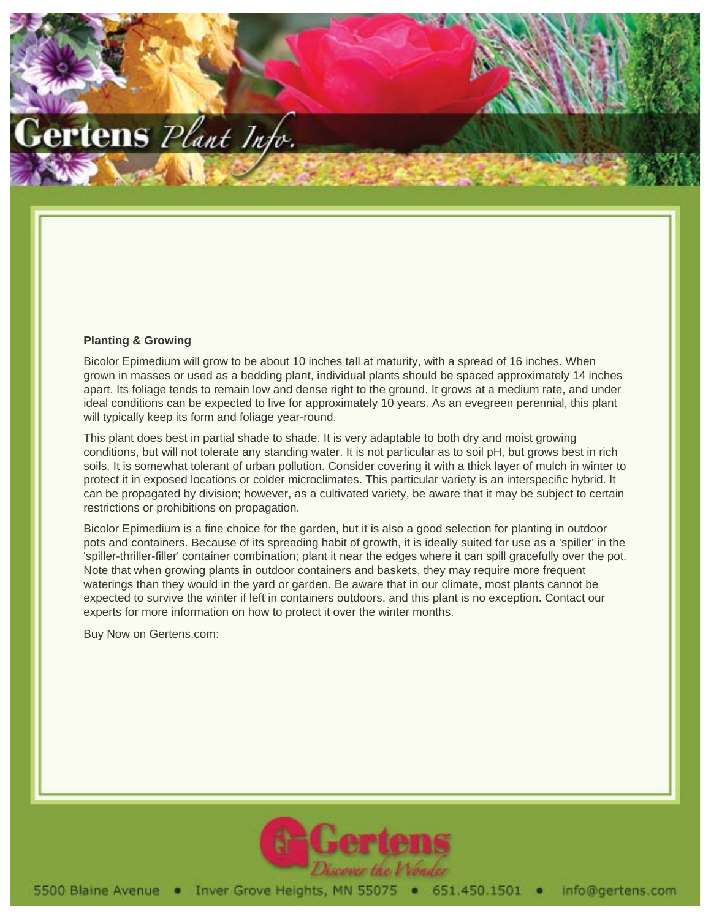### Planting & Growing

Bicolor Epimedium will grow to be about 10 inches tall at maturity, with a spread of 16 inches. When grown in masses or used as a bedding plant, individual plants should be spaced approximately 14 inches apart. Its foliage tends to remain low and dense right to the ground. It grows at a medium rate, and under ideal conditions can be expected to live for approximately 10 years. As an evegreen perennial, this plant will typically keep its form and foliage year-round.

This plant does best in partial shade to shade. It is very adaptable to both dry and moist growing conditions, but will not tolerate any standing water. It is not particular as to soil pH, but grows best in rich soils. It is somewhat tolerant of urban pollution. Consider covering it with a thick layer of mulch in winter to protect it in exposed locations or colder microclimates. This particular variety is an interspecific hybrid. It can be propagated by division; however, as a cultivated variety, be aware that it may be subject to certain restrictions or prohibitions on propagation.

Bicolor Epimedium is a fine choice for the garden, but it is also a good selection for planting in outdoor pots and containers. Because of its spreading habit of growth, it is ideally suited for use as a 'spiller' in the 'spiller-thriller-filler' container combination; plant it near the edges where it can spill gracefully over the pot. Note that when growing plants in outdoor containers and baskets, they may require more frequent waterings than they would in the yard or garden. Be aware that in our climate, most plants cannot be expected to survive the winter if left in containers outdoors, and this plant is no exception. Contact our experts for more information on how to protect it over the winter months.

Buy Now on Gertens.com: